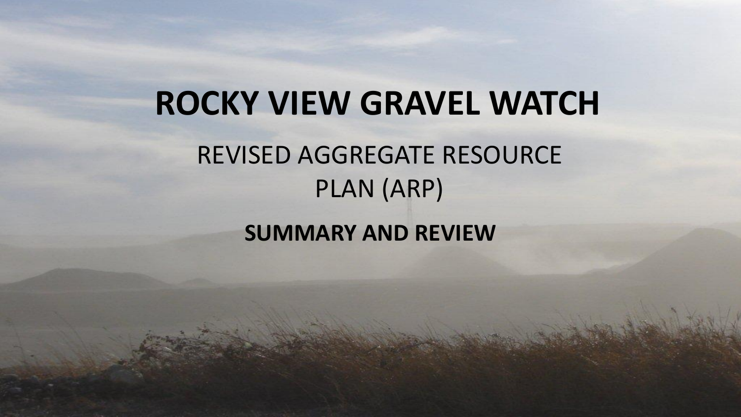# ROCKY VIEW GRAVEL WATCH

## REVISED AGGREGATE RESOURCE PLAN (ARP)

**SUMMARY AND REVIEW**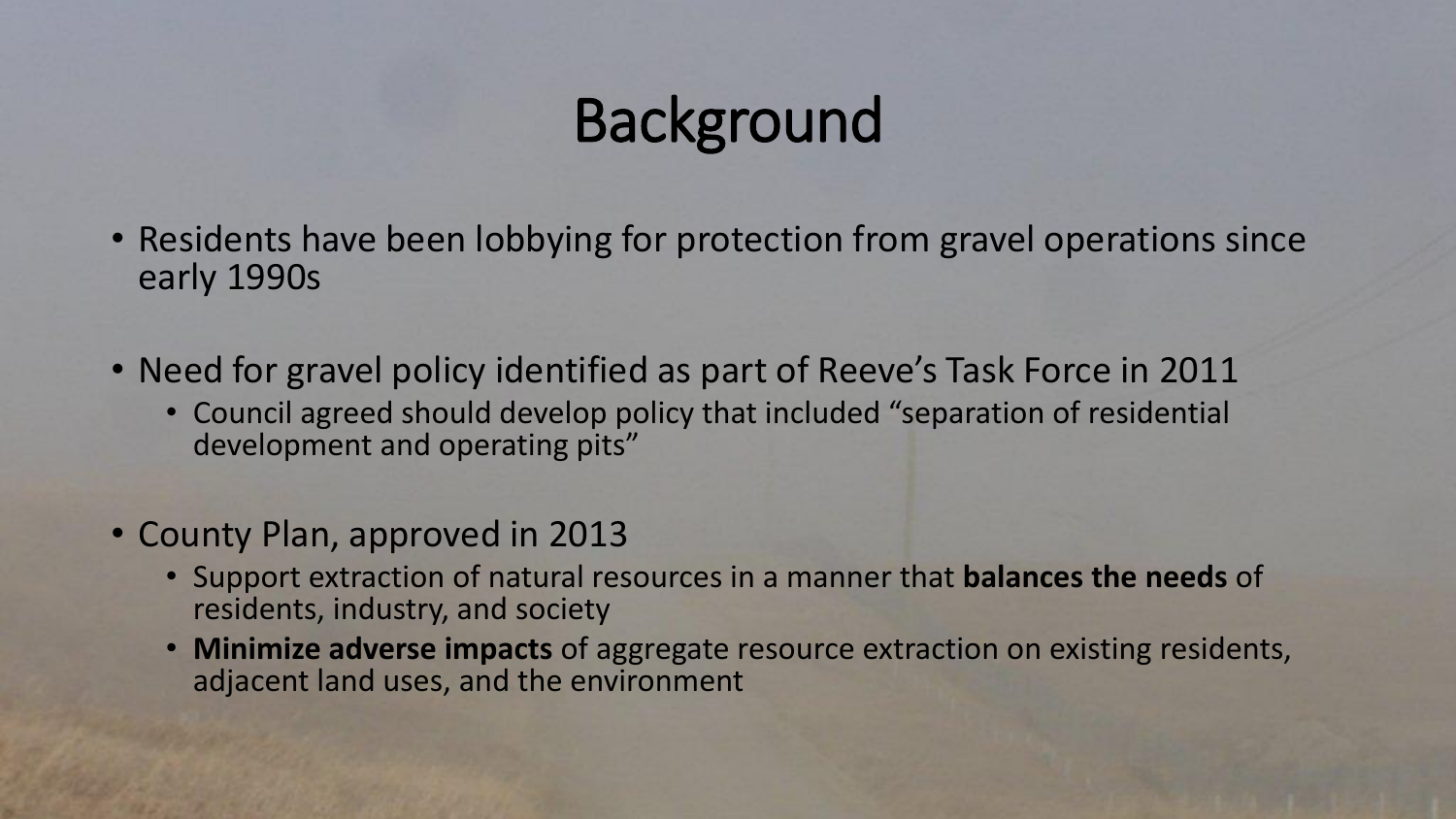# Background

- Residents have been lobbying for protection from gravel operations since early 1990s
- Need for gravel policy identified as part of Reeve's Task Force in 2011
  - Council agreed should develop policy that included "separation of residential development and operating pits"
- County Plan, approved in 2013
  - Support extraction of natural resources in a manner that **balances the needs** of residents, industry, and society
  - **Minimize adverse impacts** of aggregate resource extraction on existing residents, adjacent land uses, and the environment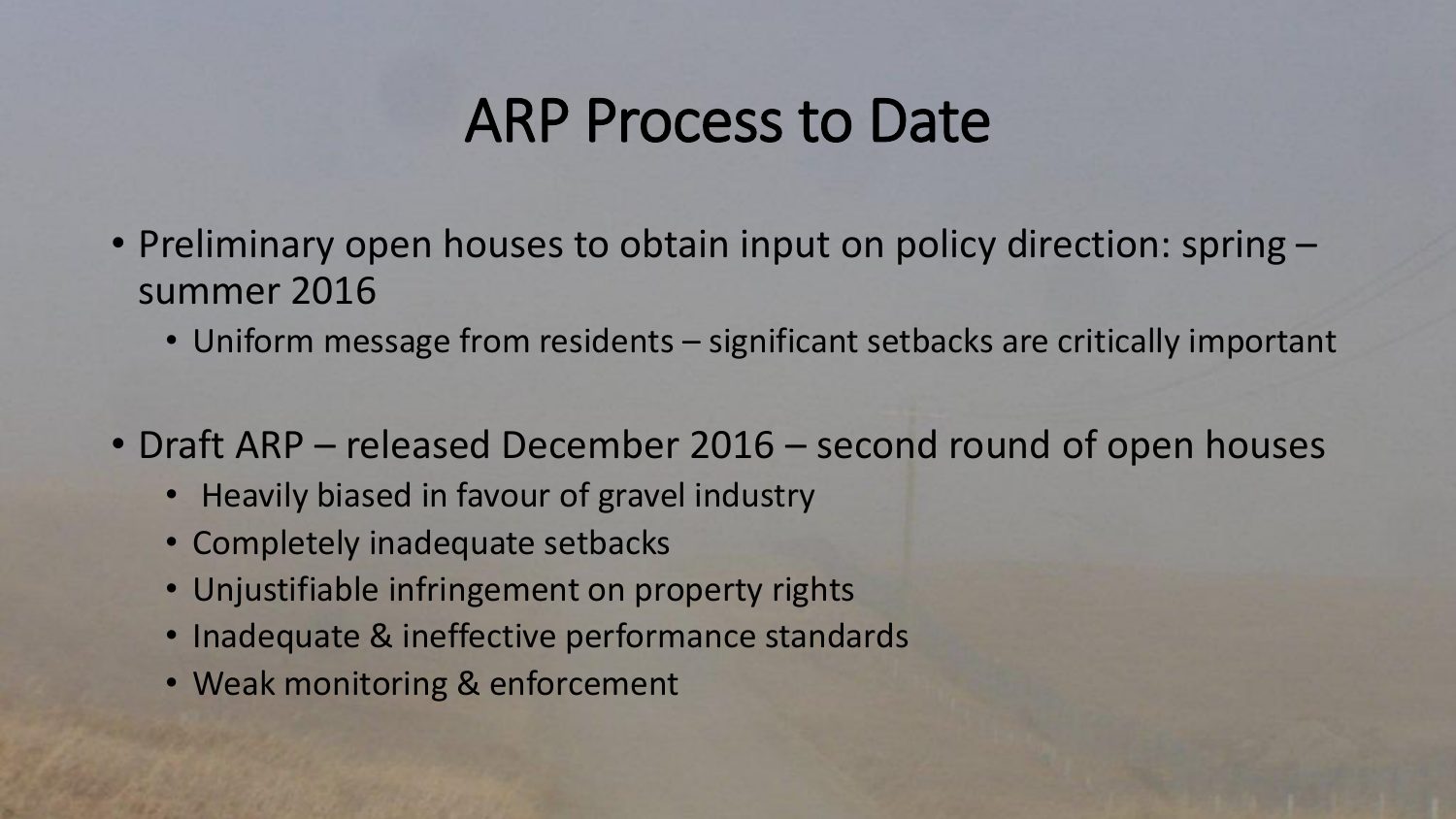# ARP Process to Date

- Preliminary open houses to obtain input on policy direction: spring – summer 2016
  - Uniform message from residents – significant setbacks are critically important
- Draft ARP – released December 2016 – second round of open houses
  - Heavily biased in favour of gravel industry
  - Completely inadequate setbacks
  - Unjustifiable infringement on property rights
  - Inadequate & ineffective performance standards
  - Weak monitoring & enforcement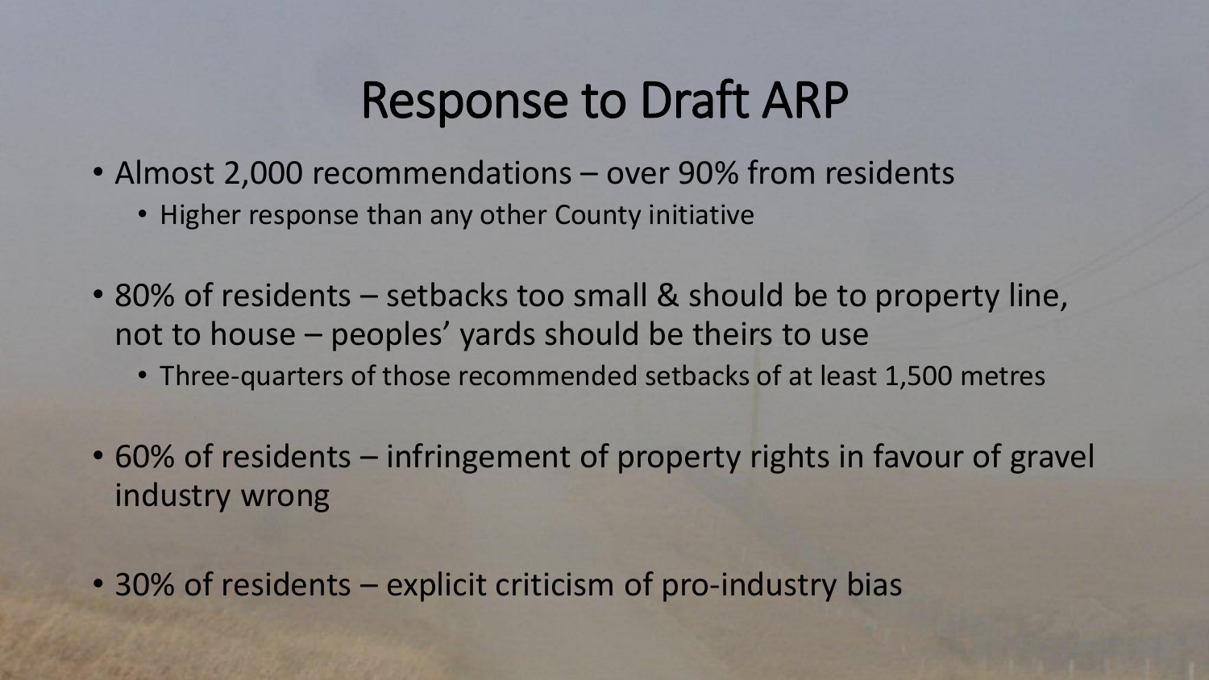# Response to Draft ARP

- Almost 2,000 recommendations – over 90% from residents
  - Higher response than any other County initiative
- 80% of residents – setbacks too small & should be to property line, not to house – peoples' yards should be theirs to use
  - Three-quarters of those recommended setbacks of at least 1,500 metres
- 60% of residents – infringement of property rights in favour of gravel industry wrong
- 30% of residents – explicit criticism of pro-industry bias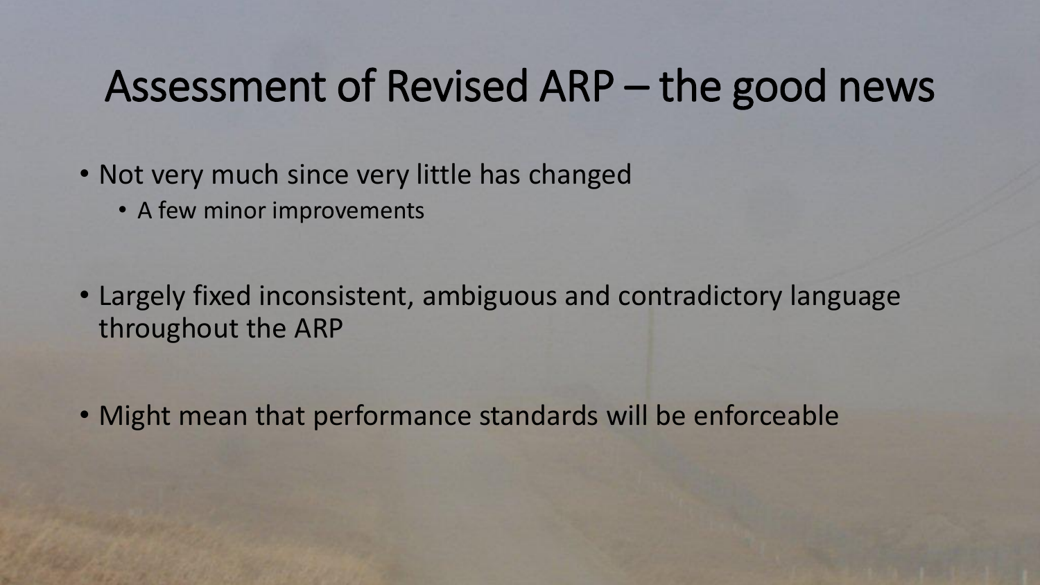# Assessment of Revised ARP – the good news

- Not very much since very little has changed
  - A few minor improvements
- Largely fixed inconsistent, ambiguous and contradictory language throughout the ARP
- Might mean that performance standards will be enforceable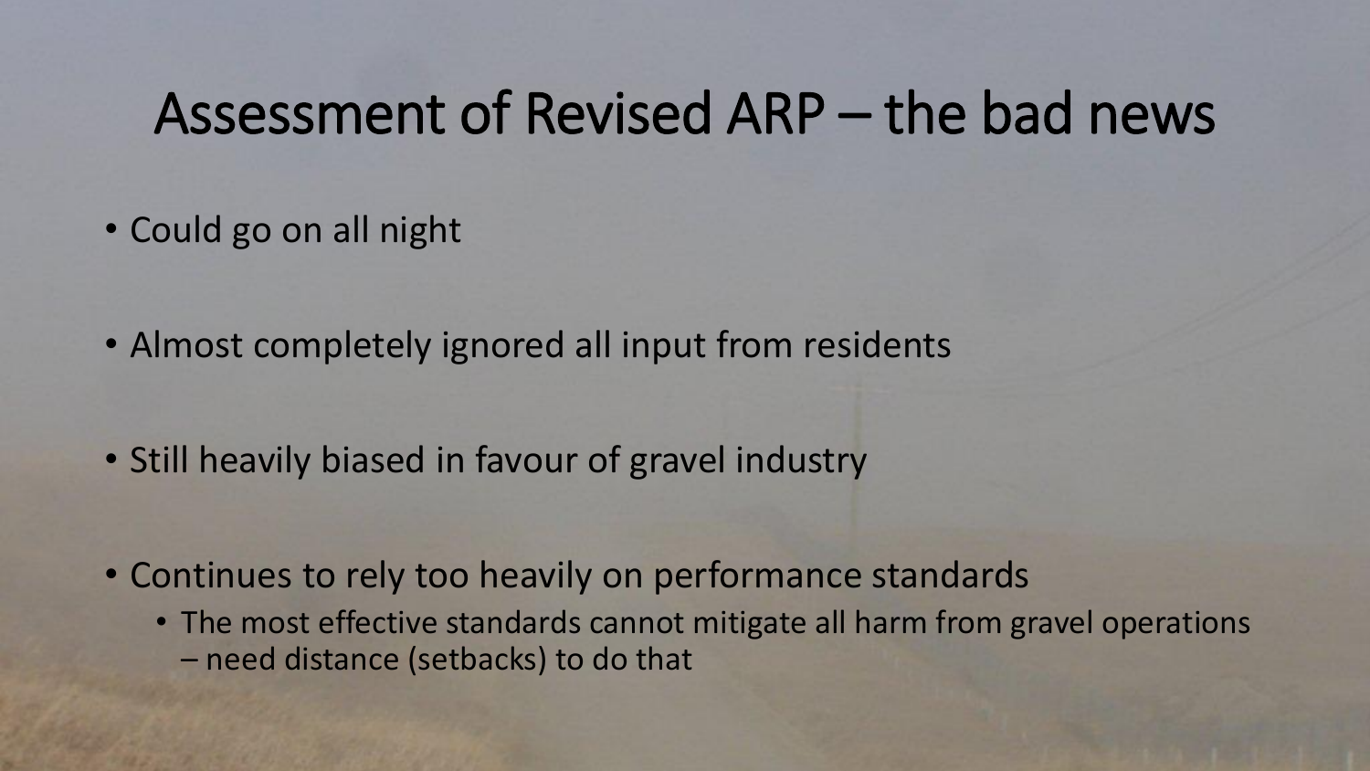# Assessment of Revised ARP – the bad news

- Could go on all night
- Almost completely ignored all input from residents
- Still heavily biased in favour of gravel industry
- Continues to rely too heavily on performance standards
  - The most effective standards cannot mitigate all harm from gravel operations – need distance (setbacks) to do that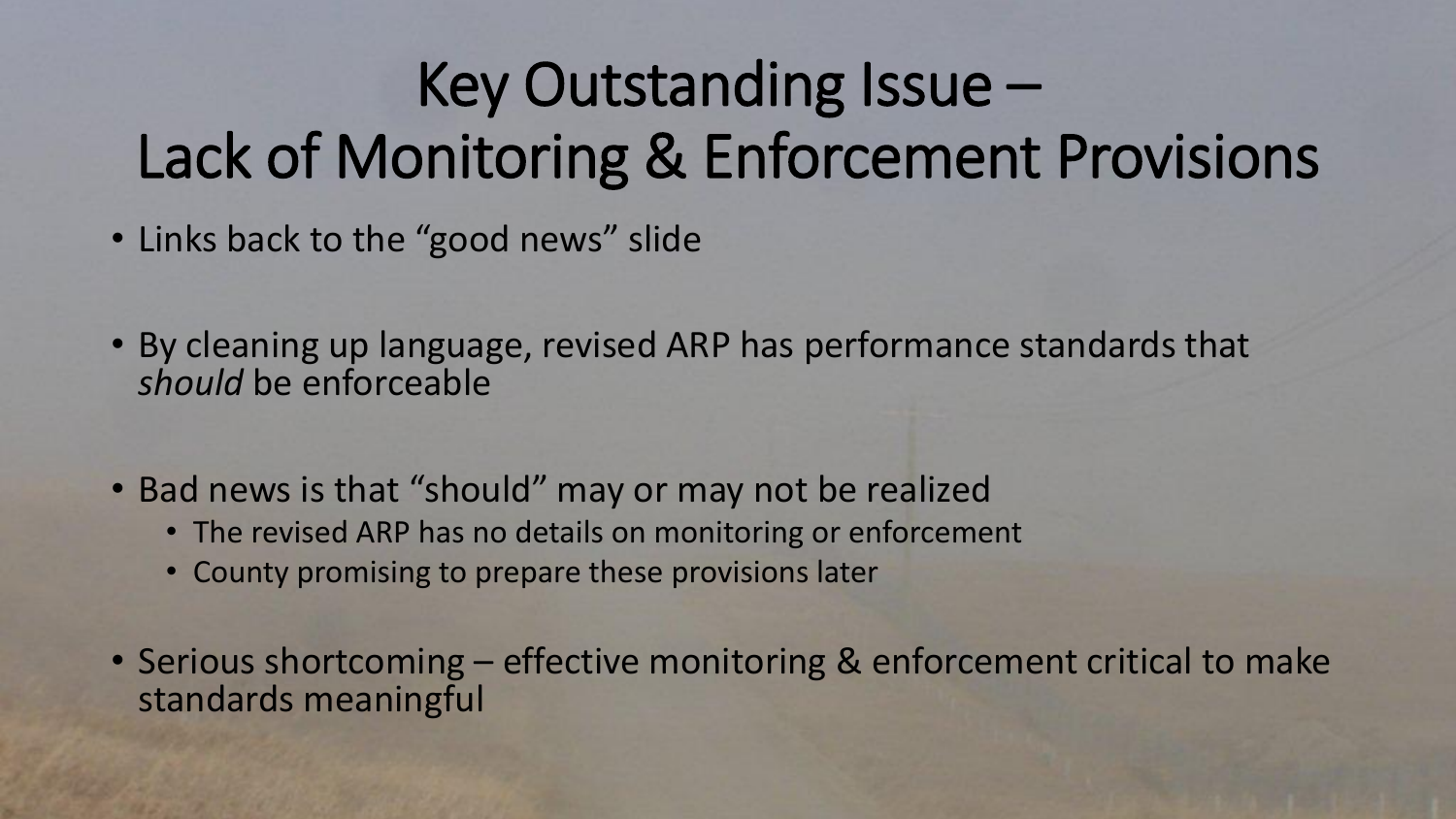# Key Outstanding Issue – Lack of Monitoring & Enforcement Provisions

- Links back to the "good news" slide
- By cleaning up language, revised ARP has performance standards that *should* be enforceable
- Bad news is that "should" may or may not be realized
  - The revised ARP has no details on monitoring or enforcement
  - County promising to prepare these provisions later
- Serious shortcoming – effective monitoring & enforcement critical to make standards meaningful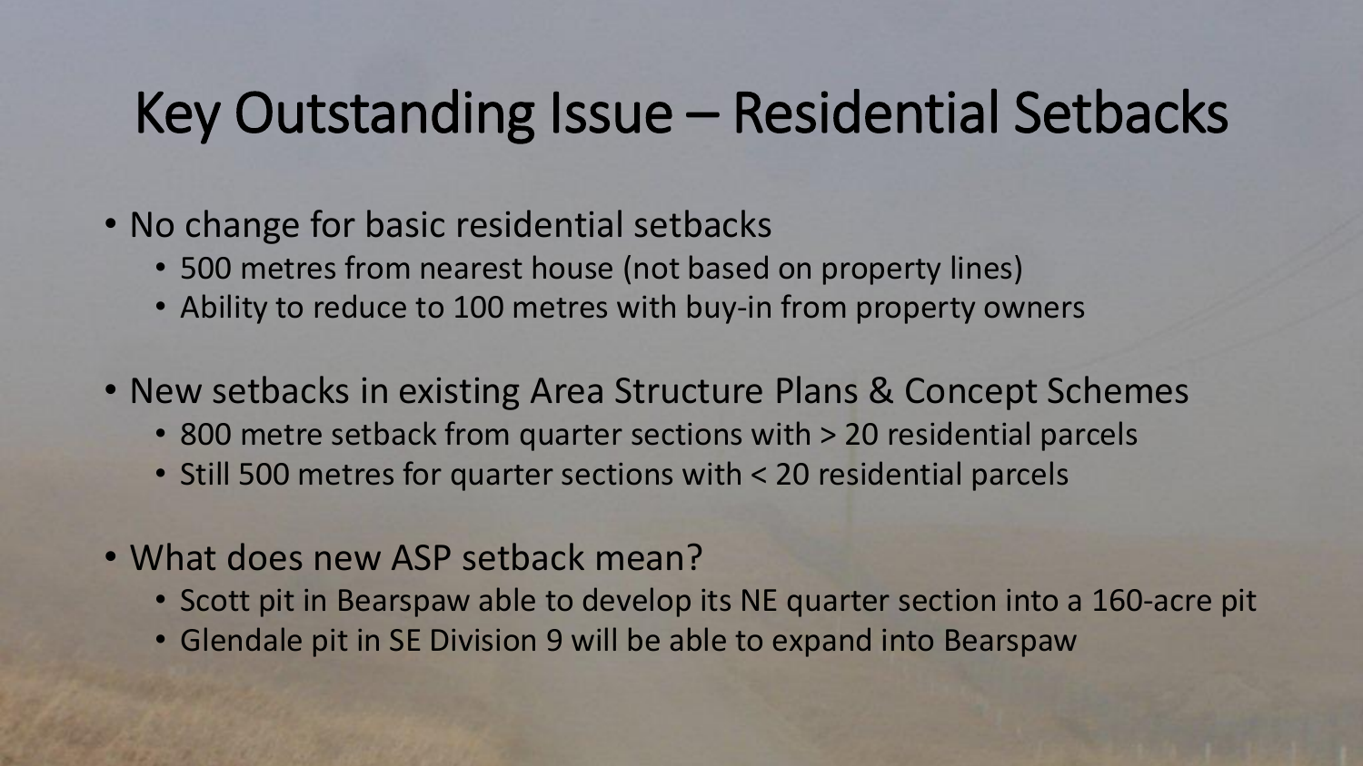# Key Outstanding Issue – Residential Setbacks

- No change for basic residential setbacks
  - 500 metres from nearest house (not based on property lines)
  - Ability to reduce to 100 metres with buy-in from property owners
- New setbacks in existing Area Structure Plans & Concept Schemes
  - 800 metre setback from quarter sections with > 20 residential parcels
  - Still 500 metres for quarter sections with < 20 residential parcels
- What does new ASP setback mean?
  - Scott pit in Bearspaw able to develop its NE quarter section into a 160-acre pit
  - Glendale pit in SE Division 9 will be able to expand into Bearspaw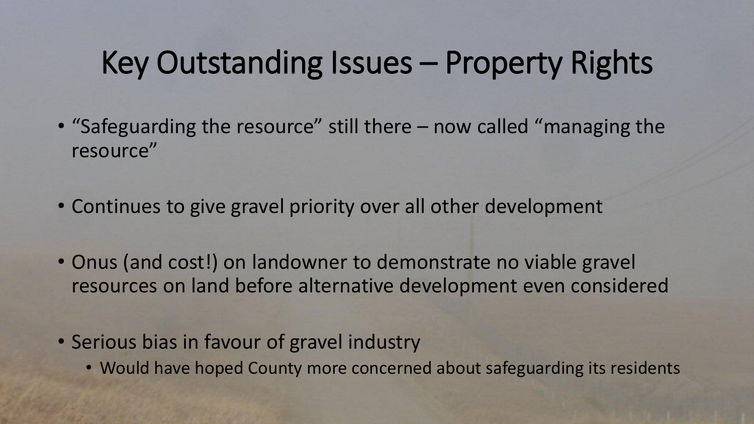# Key Outstanding Issues – Property Rights

- "Safeguarding the resource" still there – now called "managing the resource"
- Continues to give gravel priority over all other development
- Onus (and cost!) on landowner to demonstrate no viable gravel resources on land before alternative development even considered
- Serious bias in favour of gravel industry
  - Would have hoped County more concerned about safeguarding its residents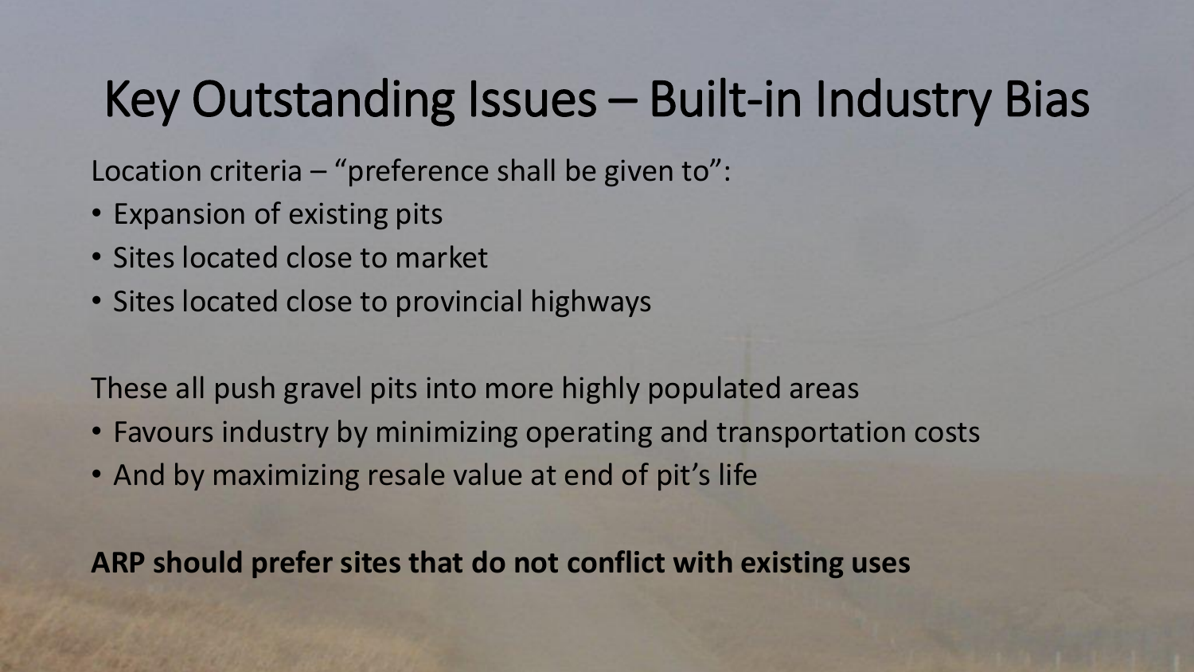# Key Outstanding Issues – Built-in Industry Bias

Location criteria – "preference shall be given to":

- Expansion of existing pits
- Sites located close to market
- Sites located close to provincial highways

These all push gravel pits into more highly populated areas

- Favours industry by minimizing operating and transportation costs
- And by maximizing resale value at end of pit's life

**ARP should prefer sites that do not conflict with existing uses**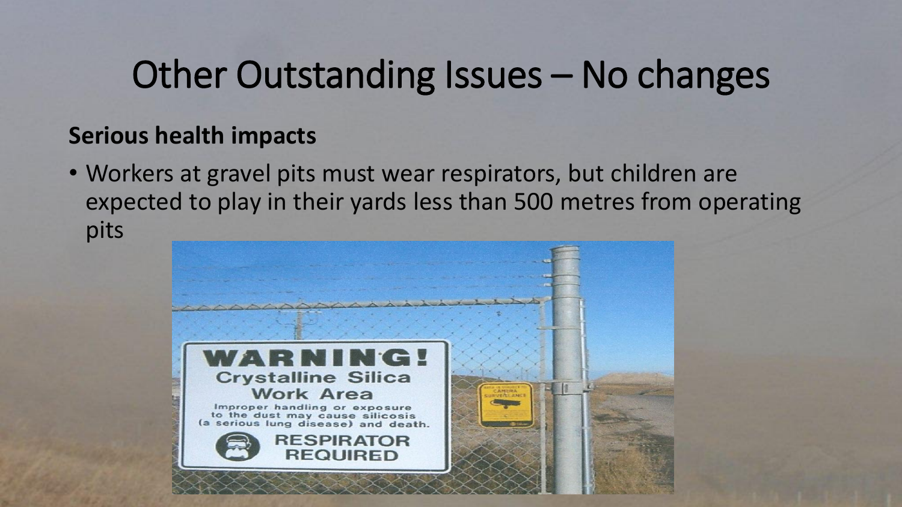# Other Outstanding Issues – No changes

**Serious health impacts**

- Workers at gravel pits must wear respirators, but children are expected to play in their yards less than 500 metres from operating pits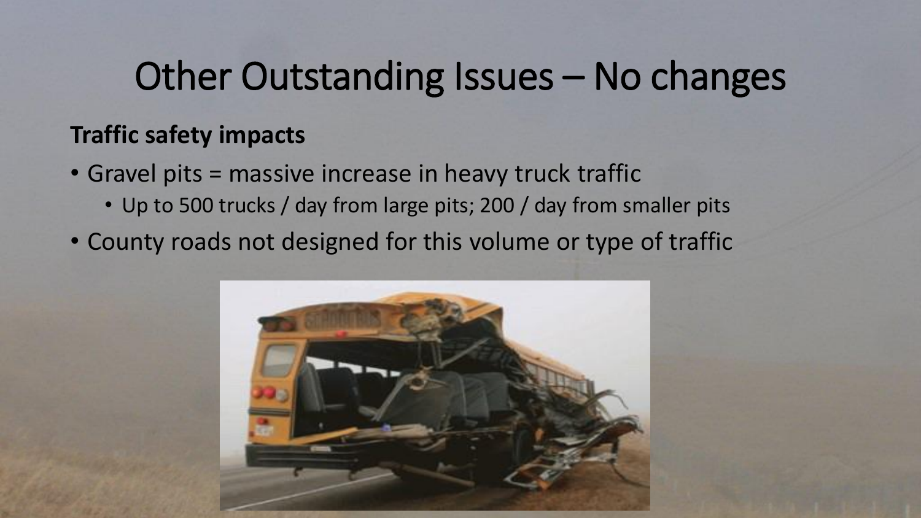# Other Outstanding Issues – No changes

**Traffic safety impacts**

- Gravel pits = massive increase in heavy truck traffic
  - Up to 500 trucks / day from large pits; 200 / day from smaller pits
- County roads not designed for this volume or type of traffic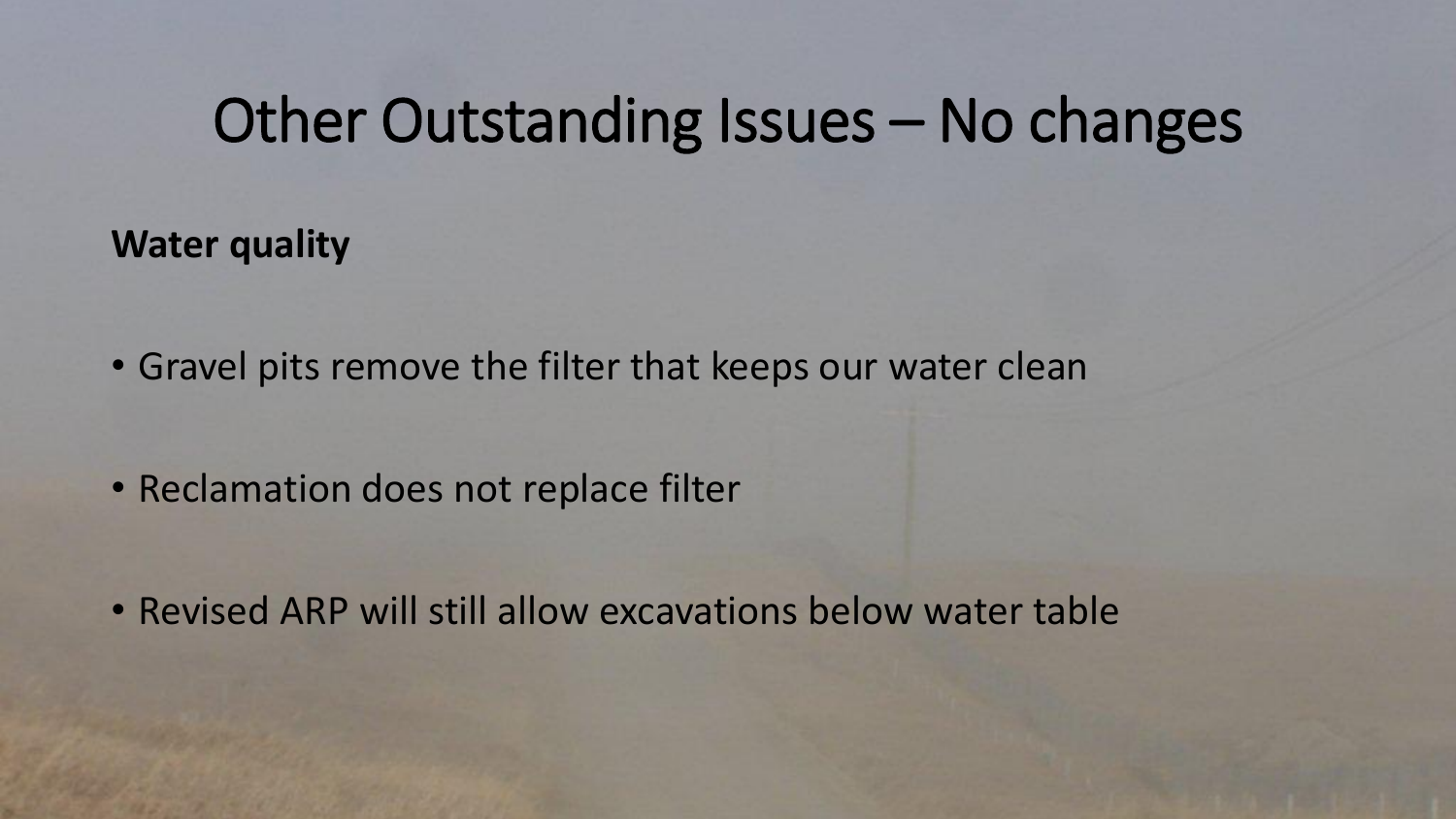# Other Outstanding Issues – No changes

**Water quality**

- Gravel pits remove the filter that keeps our water clean
- Reclamation does not replace filter
- Revised ARP will still allow excavations below water table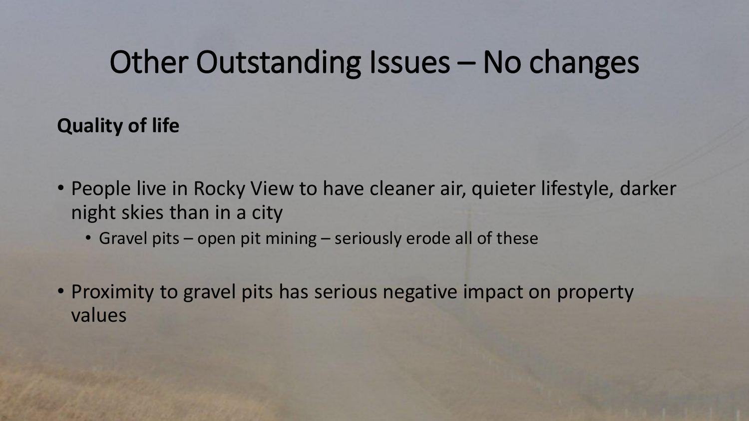# Other Outstanding Issues – No changes

**Quality of life**

- People live in Rocky View to have cleaner air, quieter lifestyle, darker night skies than in a city
  - Gravel pits – open pit mining – seriously erode all of these
- Proximity to gravel pits has serious negative impact on property values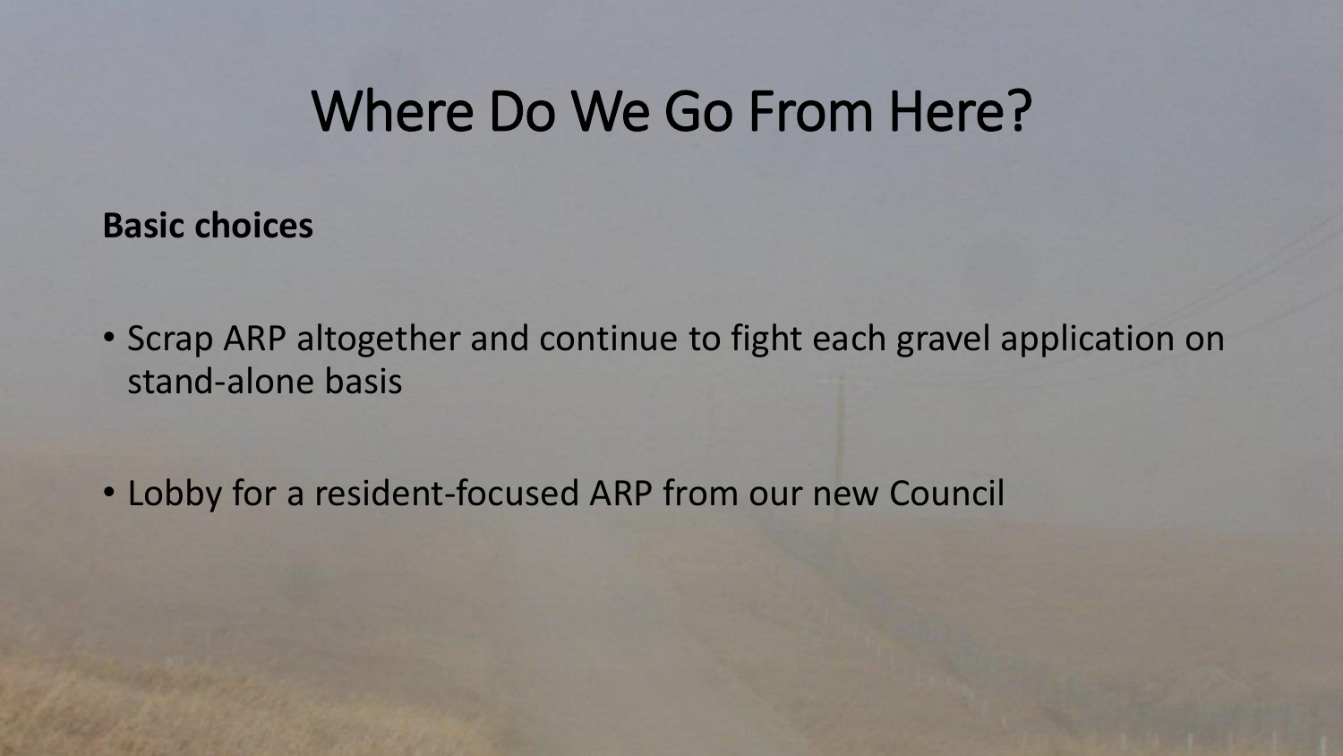# Where Do We Go From Here?

**Basic choices**

- Scrap ARP altogether and continue to fight each gravel application on stand-alone basis
- Lobby for a resident-focused ARP from our new Council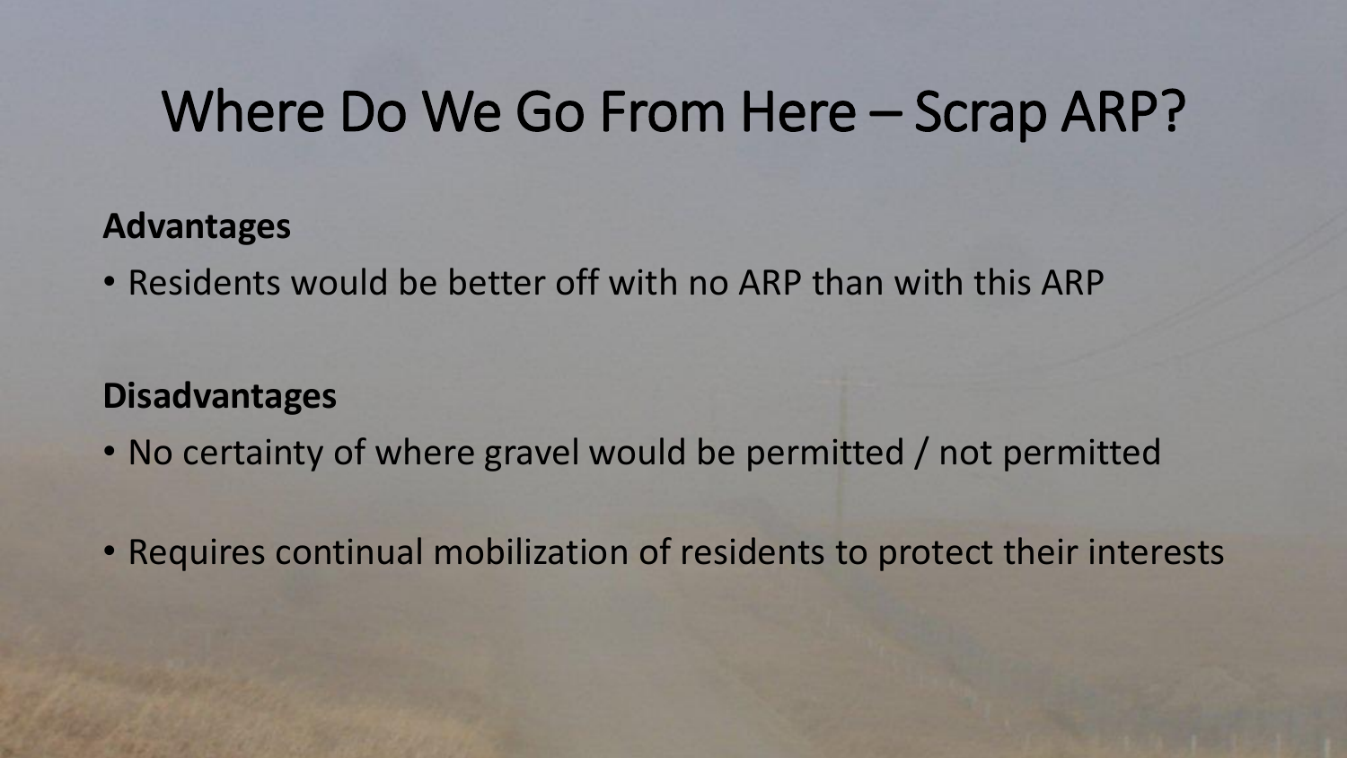# Where Do We Go From Here – Scrap ARP?

**Advantages**

- Residents would be better off with no ARP than with this ARP

**Disadvantages**

- No certainty of where gravel would be permitted / not permitted
- Requires continual mobilization of residents to protect their interests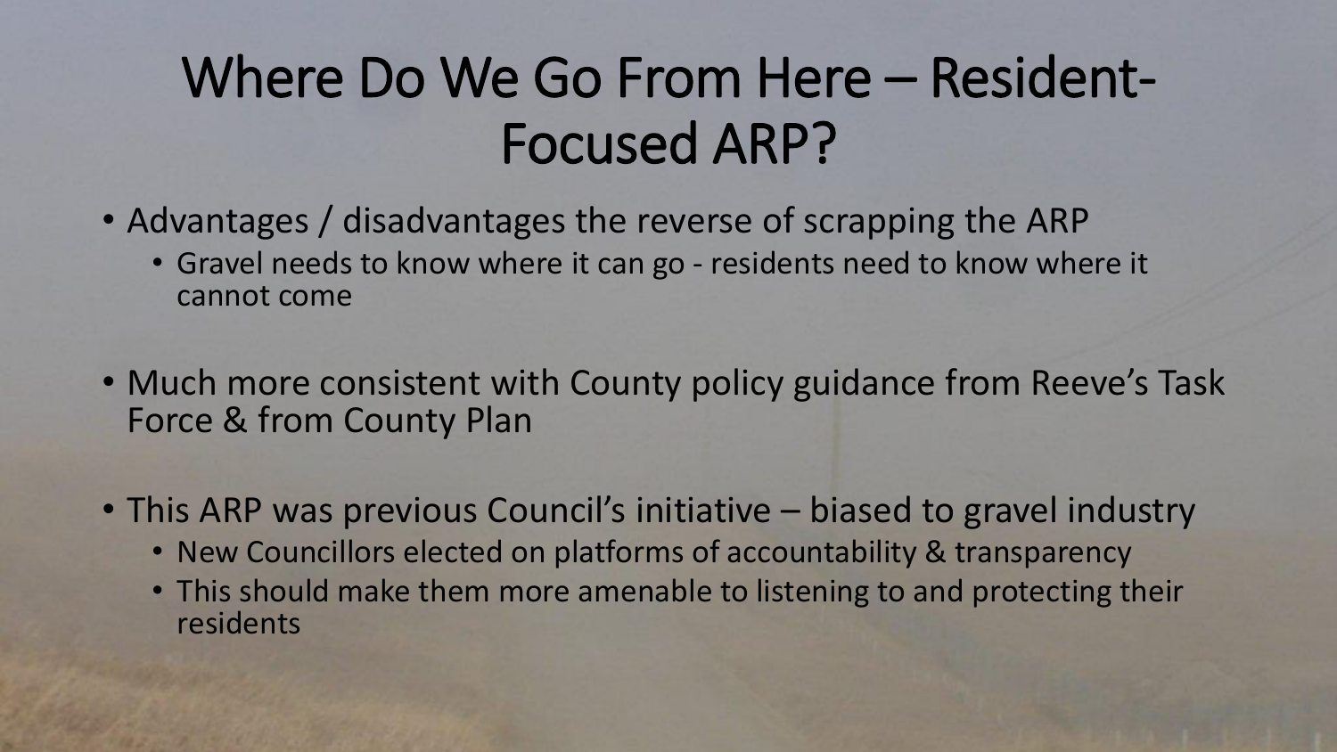# Where Do We Go From Here – Resident-Focused ARP?

- Advantages / disadvantages the reverse of scrapping the ARP
  - Gravel needs to know where it can go - residents need to know where it cannot come
- Much more consistent with County policy guidance from Reeve's Task Force & from County Plan
- This ARP was previous Council's initiative – biased to gravel industry
  - New Councillors elected on platforms of accountability & transparency
  - This should make them more amenable to listening to and protecting their residents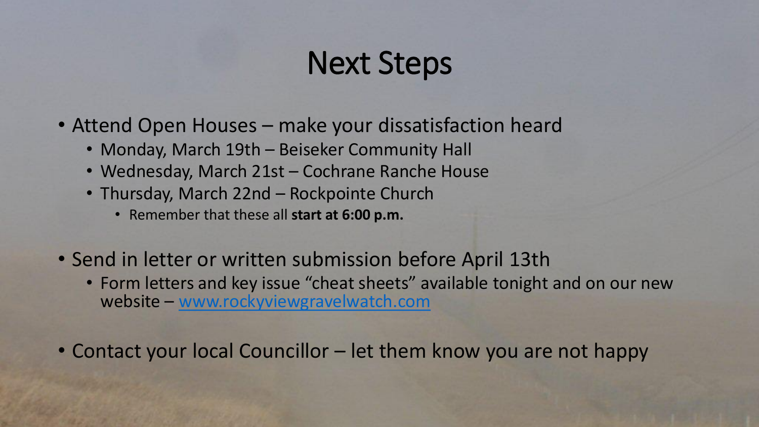# Next Steps

- Attend Open Houses – make your dissatisfaction heard
  - Monday, March 19th – Beiseker Community Hall
  - Wednesday, March 21st – Cochrane Ranche House
  - Thursday, March 22nd – Rockpointe Church
    - Remember that these all **start at 6:00 p.m.**
- Send in letter or written submission before April 13th
  - Form letters and key issue "cheat sheets" available tonight and on our new website – [www.rockyviewgravelwatch.com](http://www.rockyviewgravelwatch.com)
- Contact your local Councillor – let them know you are not happy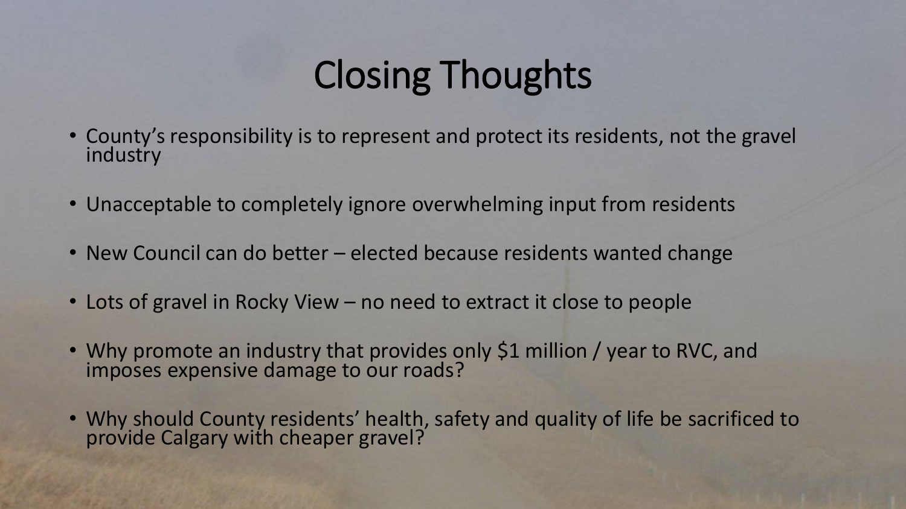# Closing Thoughts

- County's responsibility is to represent and protect its residents, not the gravel industry
- Unacceptable to completely ignore overwhelming input from residents
- New Council can do better – elected because residents wanted change
- Lots of gravel in Rocky View – no need to extract it close to people
- Why promote an industry that provides only $1 million / year to RVC, and imposes expensive damage to our roads?
- Why should County residents' health, safety and quality of life be sacrificed to provide Calgary with cheaper gravel?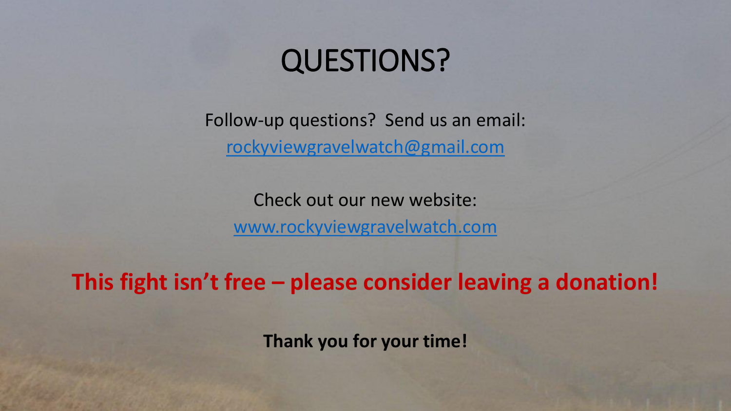# QUESTIONS?

Follow-up questions? Send us an email:
rockyviewgravelwatch@gmail.com

Check out our new website:
www.rockyviewgravelwatch.com

**This fight isn't free – please consider leaving a donation!**

**Thank you for your time!**